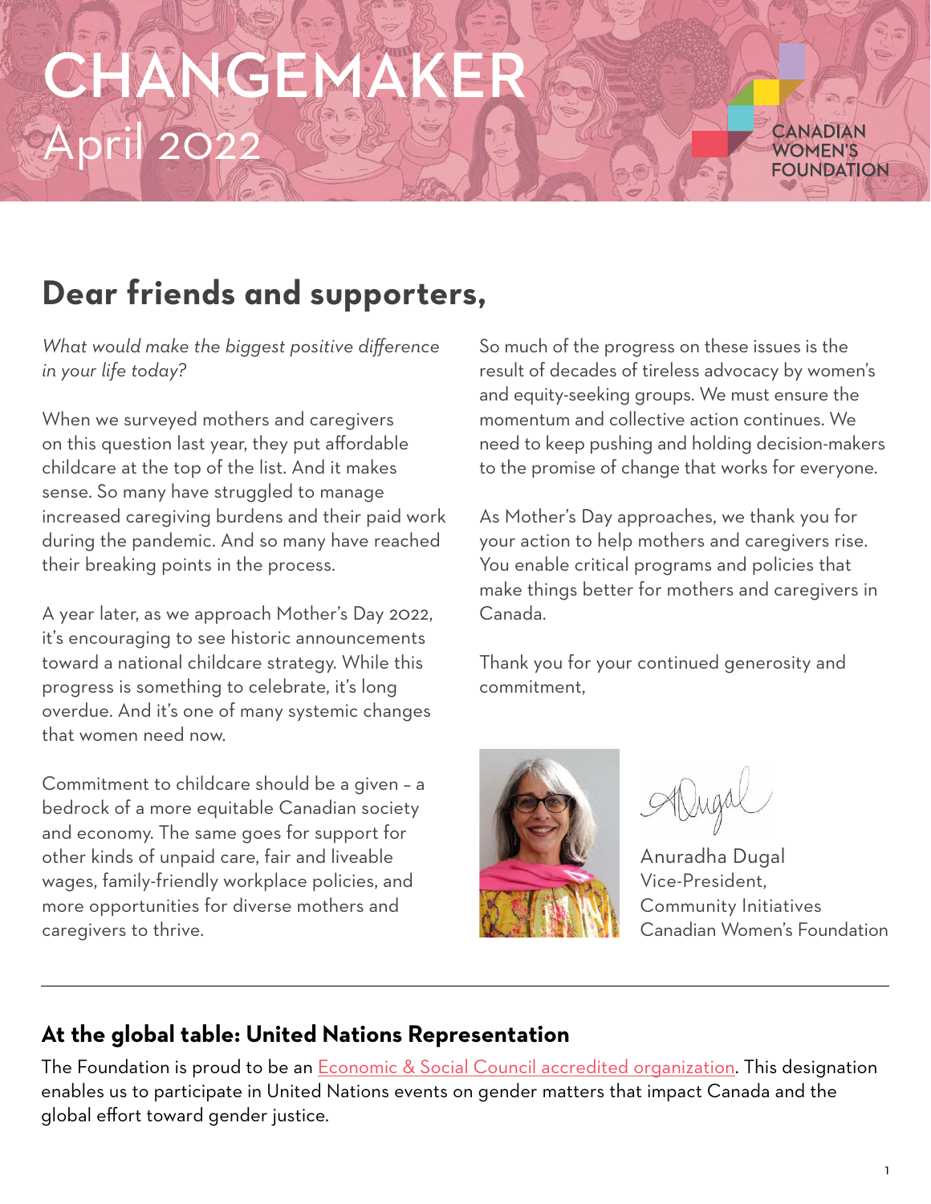# CHANGEMAKER

April 2022

CANADIAN WOMEN'S FOUNDATION

## Dear friends and supporters,

*What would make the biggest positive difference in your life today?*

When we surveyed mothers and caregivers on this question last year, they put affordable childcare at the top of the list. And it makes sense. So many have struggled to manage increased caregiving burdens and their paid work during the pandemic. And so many have reached their breaking points in the process.

A year later, as we approach Mother's Day 2022, it's encouraging to see historic announcements toward a national childcare strategy. While this progress is something to celebrate, it's long overdue. And it's one of many systemic changes that women need now.

Commitment to childcare should be a given – a bedrock of a more equitable Canadian society and economy. The same goes for support for other kinds of unpaid care, fair and liveable wages, family-friendly workplace policies, and more opportunities for diverse mothers and caregivers to thrive.

So much of the progress on these issues is the result of decades of tireless advocacy by women's and equity-seeking groups. We must ensure the momentum and collective action continues. We need to keep pushing and holding decision-makers to the promise of change that works for everyone.

As Mother's Day approaches, we thank you for your action to help mothers and caregivers rise. You enable critical programs and policies that make things better for mothers and caregivers in Canada.

Thank you for your continued generosity and commitment,

Anuradha Dugal
Vice-President,
Community Initiatives
Canadian Women's Foundation

---

### At the global table: United Nations Representation

The Foundation is proud to be an [Economic & Social Council accredited organization](). This designation enables us to participate in United Nations events on gender matters that impact Canada and the global effort toward gender justice.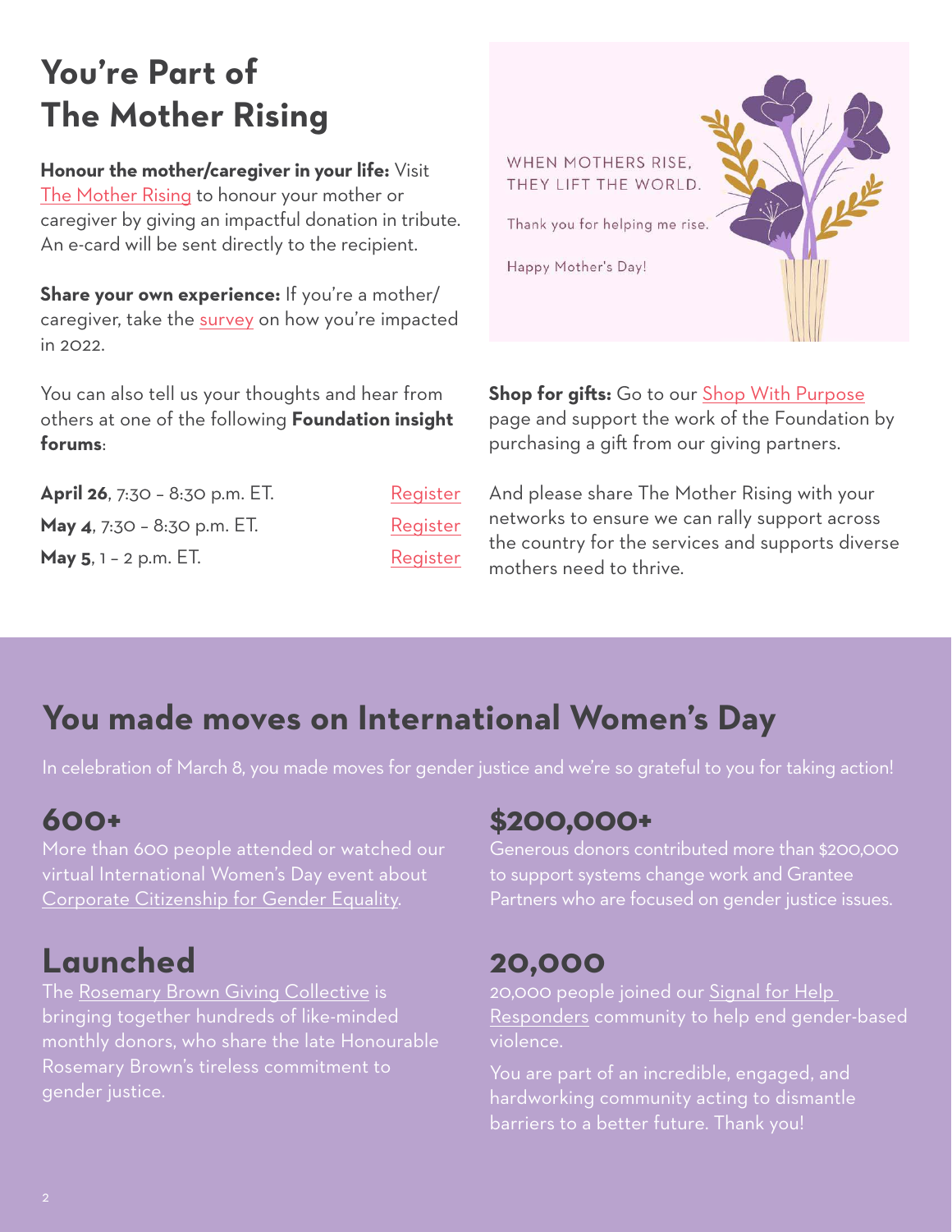# You're Part of The Mother Rising

**Honour the mother/caregiver in your life:** Visit The Mother Rising to honour your mother or caregiver by giving an impactful donation in tribute. An e-card will be sent directly to the recipient.

**Share your own experience:** If you're a mother/caregiver, take the survey on how you're impacted in 2022.

You can also tell us your thoughts and hear from others at one of the following **Foundation insight forums**:

| | |
|---|---|
| **April 26**, 7:30 – 8:30 p.m. ET. | Register |
| **May 4**, 7:30 – 8:30 p.m. ET. | Register |
| **May 5**, 1 – 2 p.m. ET. | Register |

WHEN MOTHERS RISE, THEY LIFT THE WORLD.

Thank you for helping me rise.

Happy Mother's Day!

**Shop for gifts:** Go to our Shop With Purpose page and support the work of the Foundation by purchasing a gift from our giving partners.

And please share The Mother Rising with your networks to ensure we can rally support across the country for the services and supports diverse mothers need to thrive.

## You made moves on International Women's Day

In celebration of March 8, you made moves for gender justice and we're so grateful to you for taking action!

### 600+

More than 600 people attended or watched our virtual International Women's Day event about Corporate Citizenship for Gender Equality.

### Launched

The Rosemary Brown Giving Collective is bringing together hundreds of like-minded monthly donors, who share the late Honourable Rosemary Brown's tireless commitment to gender justice.

### $200,000+

Generous donors contributed more than $200,000 to support systems change work and Grantee Partners who are focused on gender justice issues.

### 20,000

20,000 people joined our Signal for Help Responders community to help end gender-based violence.

You are part of an incredible, engaged, and hardworking community acting to dismantle barriers to a better future. Thank you!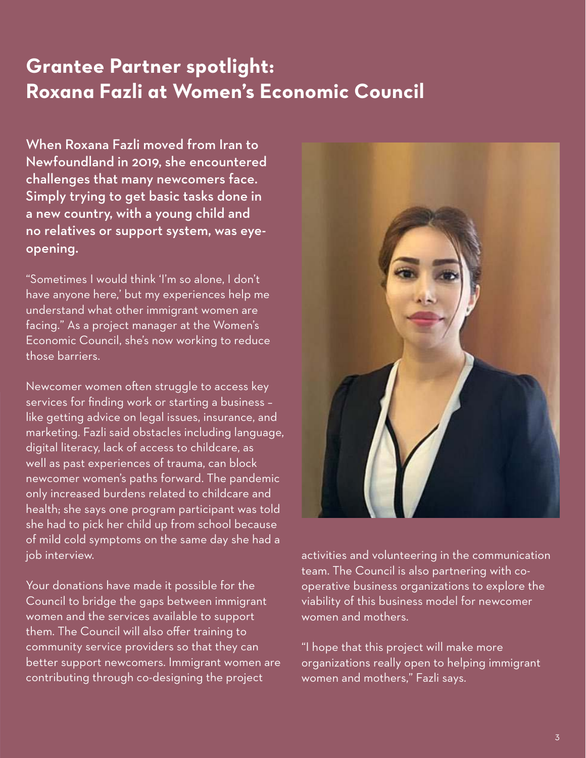# Grantee Partner spotlight: Roxana Fazli at Women's Economic Council

**When Roxana Fazli moved from Iran to Newfoundland in 2019, she encountered challenges that many newcomers face. Simply trying to get basic tasks done in a new country, with a young child and no relatives or support system, was eye-opening.**

"Sometimes I would think 'I'm so alone, I don't have anyone here,' but my experiences help me understand what other immigrant women are facing." As a project manager at the Women's Economic Council, she's now working to reduce those barriers.

Newcomer women often struggle to access key services for finding work or starting a business – like getting advice on legal issues, insurance, and marketing. Fazli said obstacles including language, digital literacy, lack of access to childcare, as well as past experiences of trauma, can block newcomer women's paths forward. The pandemic only increased burdens related to childcare and health; she says one program participant was told she had to pick her child up from school because of mild cold symptoms on the same day she had a job interview.

Your donations have made it possible for the Council to bridge the gaps between immigrant women and the services available to support them. The Council will also offer training to community service providers so that they can better support newcomers. Immigrant women are contributing through co-designing the project activities and volunteering in the communication team. The Council is also partnering with co-operative business organizations to explore the viability of this business model for newcomer women and mothers.

"I hope that this project will make more organizations really open to helping immigrant women and mothers," Fazli says.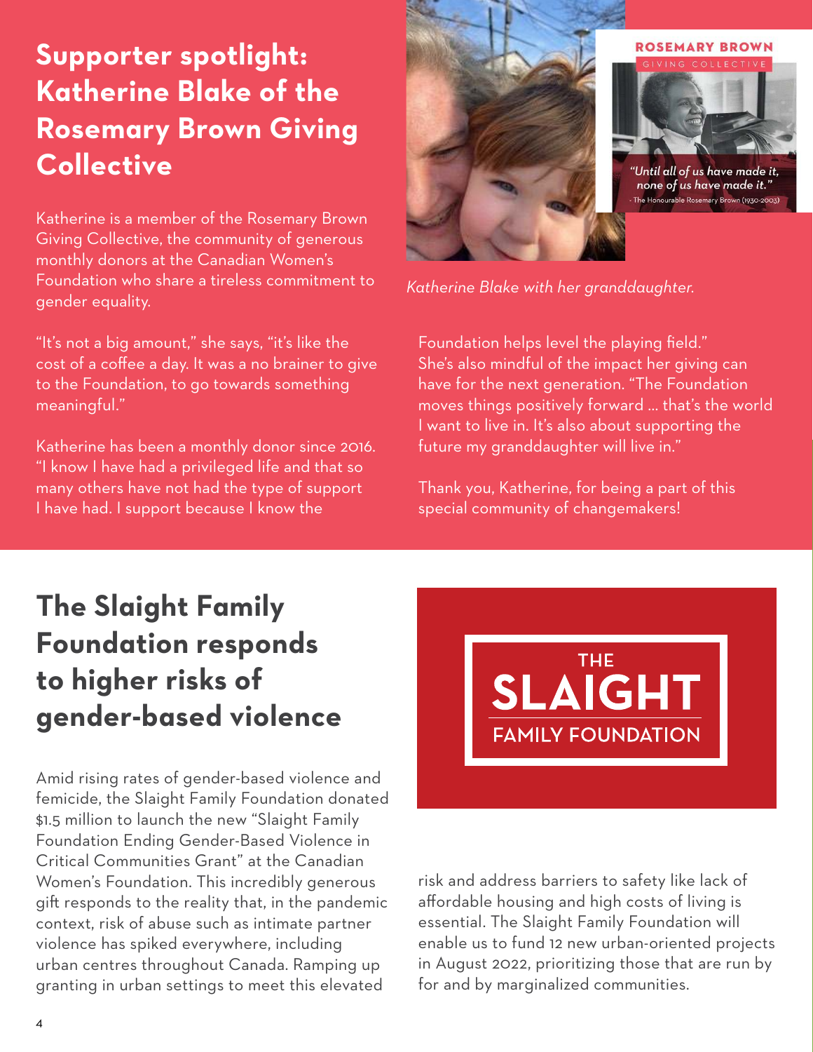## Supporter spotlight: Katherine Blake of the Rosemary Brown Giving Collective

Katherine is a member of the Rosemary Brown Giving Collective, the community of generous monthly donors at the Canadian Women's Foundation who share a tireless commitment to gender equality.

"It's not a big amount," she says, "it's like the cost of a coffee a day. It was a no brainer to give to the Foundation, to go towards something meaningful."

Katherine has been a monthly donor since 2016. "I know I have had a privileged life and that so many others have not had the type of support I have had. I support because I know the Foundation helps level the playing field." She's also mindful of the impact her giving can have for the next generation. "The Foundation moves things positively forward ... that's the world I want to live in. It's also about supporting the future my granddaughter will live in."

Thank you, Katherine, for being a part of this special community of changemakers!

ROSEMARY BROWN GIVING COLLECTIVE

*"Until all of us have made it, none of us have made it."*
- The Honourable Rosemary Brown (1930-2003)

*Katherine Blake with her granddaughter.*

## The Slaight Family Foundation responds to higher risks of gender-based violence

THE SLAIGHT FAMILY FOUNDATION

Amid rising rates of gender-based violence and femicide, the Slaight Family Foundation donated $1.5 million to launch the new "Slaight Family Foundation Ending Gender-Based Violence in Critical Communities Grant" at the Canadian Women's Foundation. This incredibly generous gift responds to the reality that, in the pandemic context, risk of abuse such as intimate partner violence has spiked everywhere, including urban centres throughout Canada. Ramping up granting in urban settings to meet this elevated risk and address barriers to safety like lack of affordable housing and high costs of living is essential. The Slaight Family Foundation will enable us to fund 12 new urban-oriented projects in August 2022, prioritizing those that are run by for and by marginalized communities.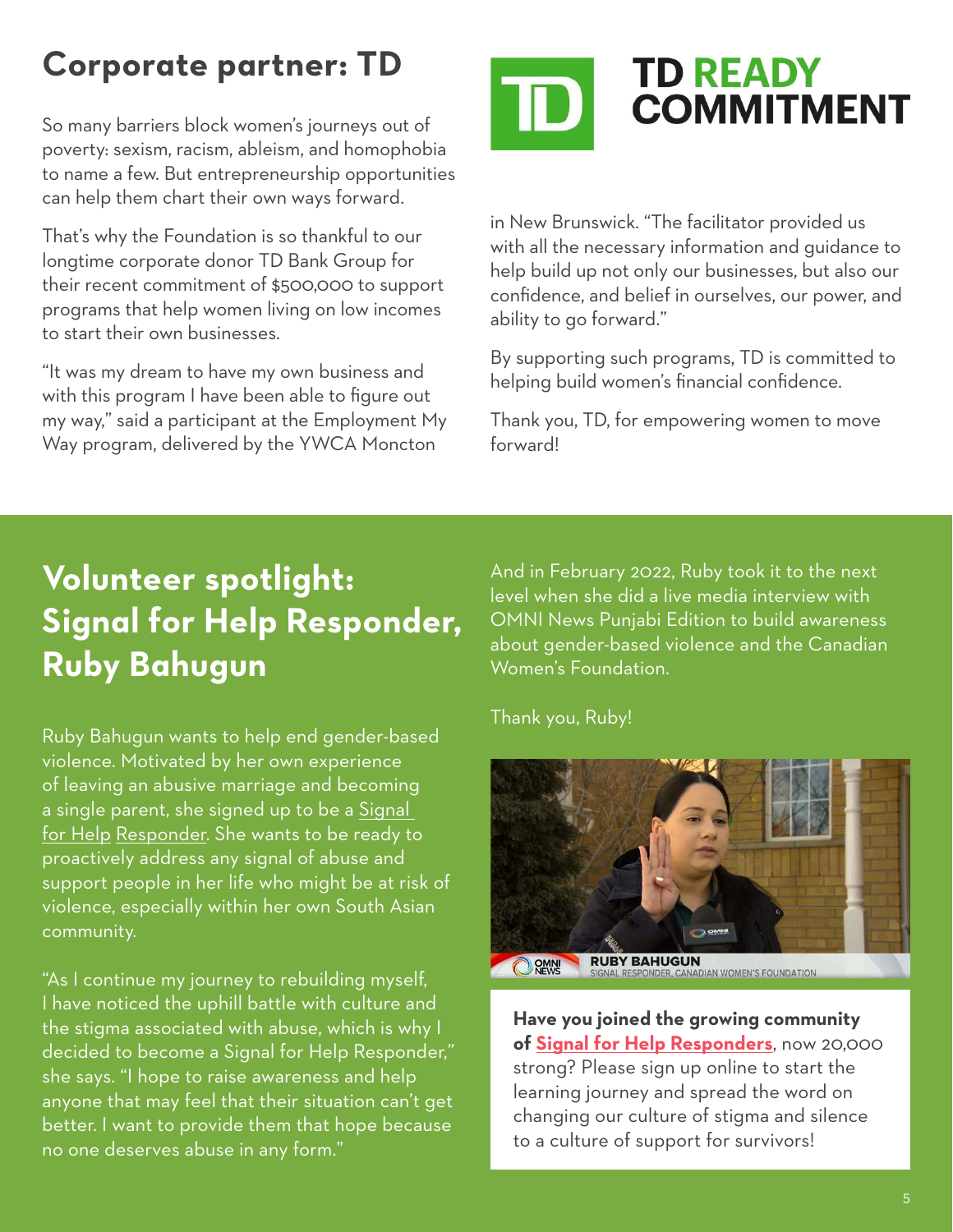## Corporate partner: TD

TD READY COMMITMENT

So many barriers block women's journeys out of poverty: sexism, racism, ableism, and homophobia to name a few. But entrepreneurship opportunities can help them chart their own ways forward.

That's why the Foundation is so thankful to our longtime corporate donor TD Bank Group for their recent commitment of $500,000 to support programs that help women living on low incomes to start their own businesses.

"It was my dream to have my own business and with this program I have been able to figure out my way," said a participant at the Employment My Way program, delivered by the YWCA Moncton in New Brunswick. "The facilitator provided us with all the necessary information and guidance to help build up not only our businesses, but also our confidence, and belief in ourselves, our power, and ability to go forward."

By supporting such programs, TD is committed to helping build women's financial confidence.

Thank you, TD, for empowering women to move forward!

## Volunteer spotlight: Signal for Help Responder, Ruby Bahugun

Ruby Bahugun wants to help end gender-based violence. Motivated by her own experience of leaving an abusive marriage and becoming a single parent, she signed up to be a Signal for Help Responder. She wants to be ready to proactively address any signal of abuse and support people in her life who might be at risk of violence, especially within her own South Asian community.

"As I continue my journey to rebuilding myself, I have noticed the uphill battle with culture and the stigma associated with abuse, which is why I decided to become a Signal for Help Responder," she says. "I hope to raise awareness and help anyone that may feel that their situation can't get better. I want to provide them that hope because no one deserves abuse in any form."

And in February 2022, Ruby took it to the next level when she did a live media interview with OMNI News Punjabi Edition to build awareness about gender-based violence and the Canadian Women's Foundation.

Thank you, Ruby!

RUBY BAHUGUN
SIGNAL RESPONDER, CANADIAN WOMEN'S FOUNDATION

**Have you joined the growing community of Signal for Help Responders**, now 20,000 strong? Please sign up online to start the learning journey and spread the word on changing our culture of stigma and silence to a culture of support for survivors!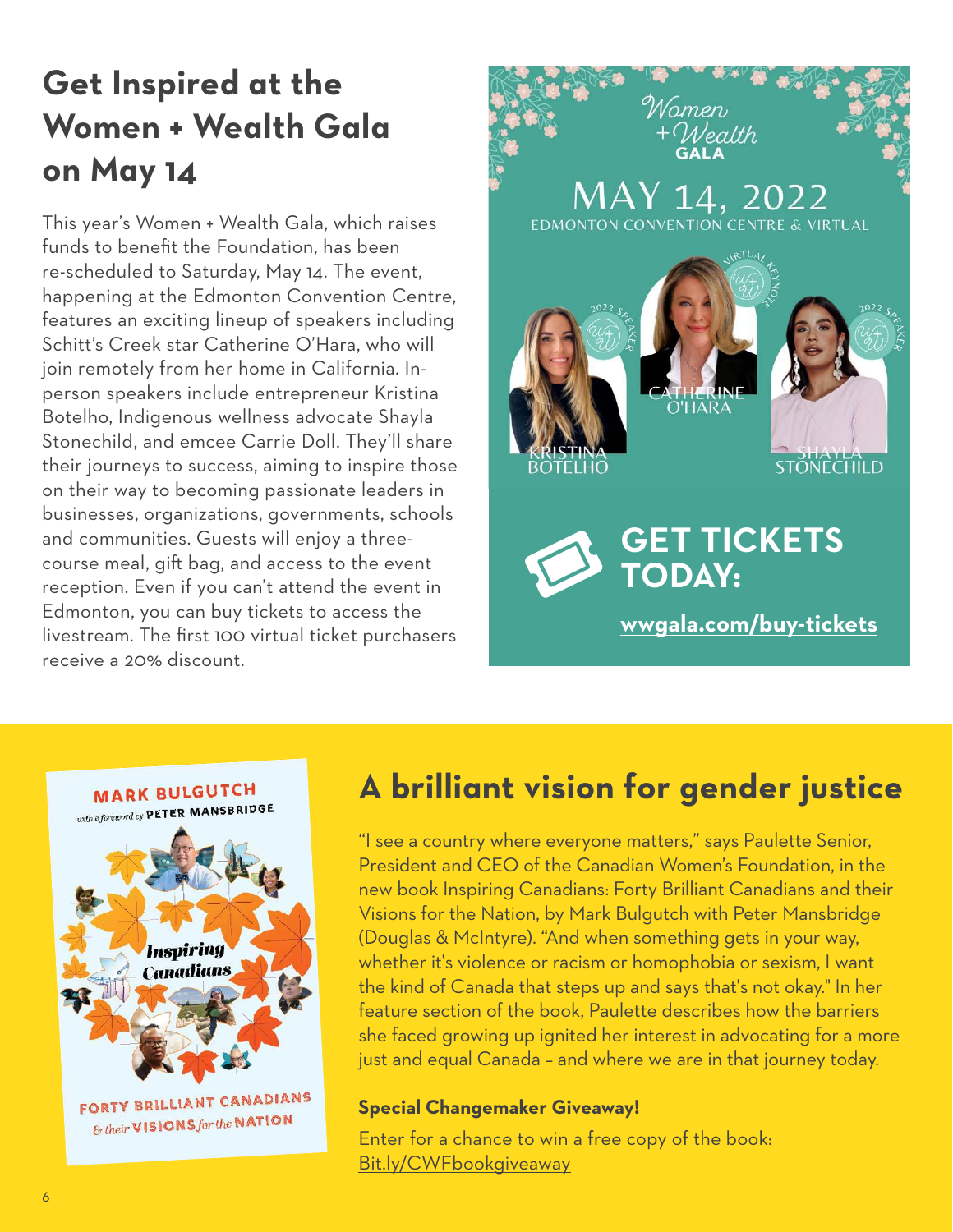## Get Inspired at the Women + Wealth Gala on May 14

This year's Women + Wealth Gala, which raises funds to benefit the Foundation, has been re-scheduled to Saturday, May 14. The event, happening at the Edmonton Convention Centre, features an exciting lineup of speakers including Schitt's Creek star Catherine O'Hara, who will join remotely from her home in California. In-person speakers include entrepreneur Kristina Botelho, Indigenous wellness advocate Shayla Stonechild, and emcee Carrie Doll. They'll share their journeys to success, aiming to inspire those on their way to becoming passionate leaders in businesses, organizations, governments, schools and communities. Guests will enjoy a three-course meal, gift bag, and access to the event reception. Even if you can't attend the event in Edmonton, you can buy tickets to access the livestream. The first 100 virtual ticket purchasers receive a 20% discount.

Women + Wealth GALA

MAY 14, 2022

EDMONTON CONVENTION CENTRE & VIRTUAL

KRISTINA BOTELHO

CATHERINE O'HARA

SHAYLA STONECHILD

**GET TICKETS TODAY:**

**wwgala.com/buy-tickets**

## A brilliant vision for gender justice

"I see a country where everyone matters," says Paulette Senior, President and CEO of the Canadian Women's Foundation, in the new book Inspiring Canadians: Forty Brilliant Canadians and their Visions for the Nation, by Mark Bulgutch with Peter Mansbridge (Douglas & McIntyre). "And when something gets in your way, whether it's violence or racism or homophobia or sexism, I want the kind of Canada that steps up and says that's not okay." In her feature section of the book, Paulette describes how the barriers she faced growing up ignited her interest in advocating for a more just and equal Canada – and where we are in that journey today.

**Special Changemaker Giveaway!**

Enter for a chance to win a free copy of the book: Bit.ly/CWFbookgiveaway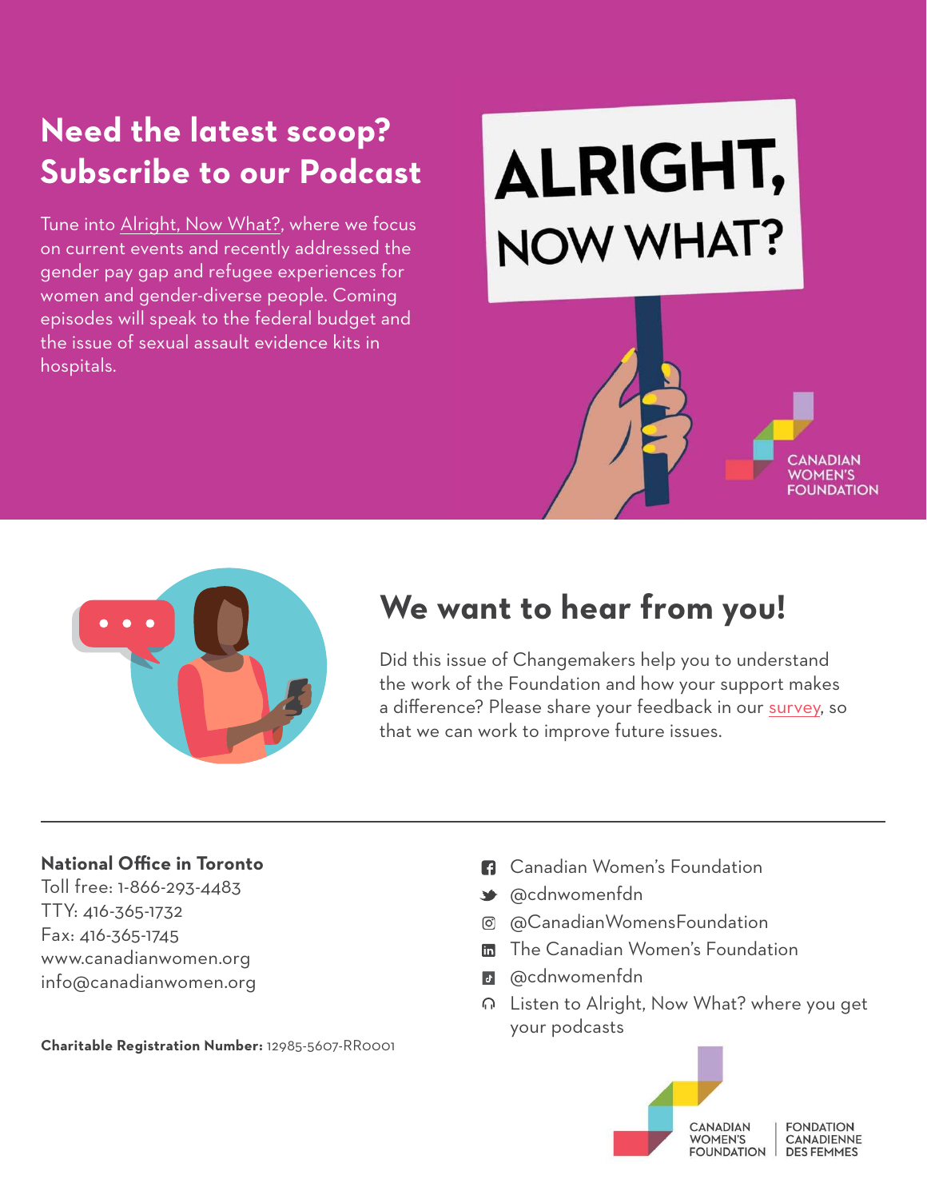## Need the latest scoop? Subscribe to our Podcast

Tune into Alright, Now What?, where we focus on current events and recently addressed the gender pay gap and refugee experiences for women and gender-diverse people. Coming episodes will speak to the federal budget and the issue of sexual assault evidence kits in hospitals.

ALRIGHT, NOW WHAT?

CANADIAN WOMEN'S FOUNDATION

## We want to hear from you!

Did this issue of Changemakers help you to understand the work of the Foundation and how your support makes a difference? Please share your feedback in our survey, so that we can work to improve future issues.

---

**National Office in Toronto**
Toll free: 1-866-293-4483
TTY: 416-365-1732
Fax: 416-365-1745
www.canadianwomen.org
info@canadianwomen.org

**Charitable Registration Number:** 12985-5607-RR0001

- Canadian Women's Foundation
- @cdnwomenfdn
- @CanadianWomensFoundation
- The Canadian Women's Foundation
- @cdnwomenfdn
- Listen to Alright, Now What? where you get your podcasts

CANADIAN WOMEN'S FOUNDATION | FONDATION CANADIENNE DES FEMMES